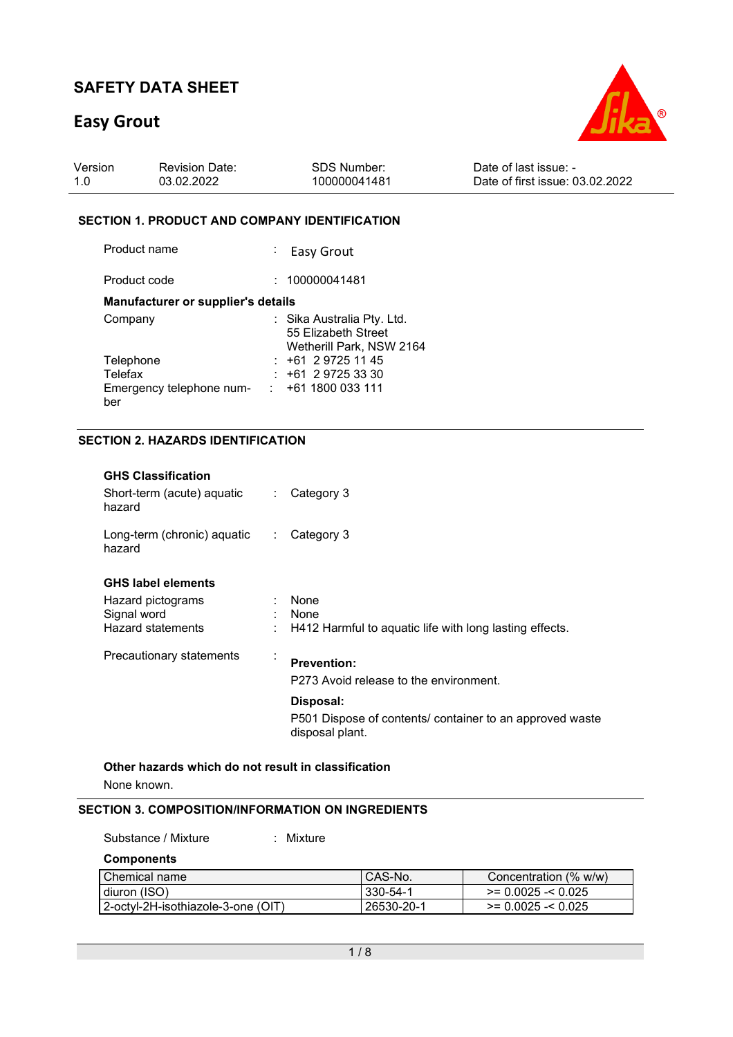# SAFETY DATA SHEET

# Easy Grout

| Version | Revision Date: | SDS Number: | Date of last issue: - |
|---|---|---|---|
| 1.0 | 03.02.2022 | 100000041481 | Date of first issue: 03.02.2022 |

## SECTION 1. PRODUCT AND COMPANY IDENTIFICATION

Product name : Easy Grout

Product code : 100000041481

**Manufacturer or supplier's details**

Company : Sika Australia Pty. Ltd.
55 Elizabeth Street
Wetherill Park, NSW 2164

Telephone : +61 2 9725 11 45

Telefax : +61 2 9725 33 30

Emergency telephone number : +61 1800 033 111

## SECTION 2. HAZARDS IDENTIFICATION

**GHS Classification**

Short-term (acute) aquatic hazard : Category 3

Long-term (chronic) aquatic hazard : Category 3

**GHS label elements**

Hazard pictograms : None

Signal word : None

Hazard statements : H412 Harmful to aquatic life with long lasting effects.

Precautionary statements :

**Prevention:**

P273 Avoid release to the environment.

**Disposal:**

P501 Dispose of contents/ container to an approved waste disposal plant.

**Other hazards which do not result in classification**

None known.

## SECTION 3. COMPOSITION/INFORMATION ON INGREDIENTS

Substance / Mixture : Mixture

**Components**

| Chemical name | CAS-No. | Concentration (% w/w) |
|---|---|---|
| diuron (ISO) | 330-54-1 | >= 0.0025 -< 0.025 |
| 2-octyl-2H-isothiazole-3-one (OIT) | 26530-20-1 | >= 0.0025 -< 0.025 |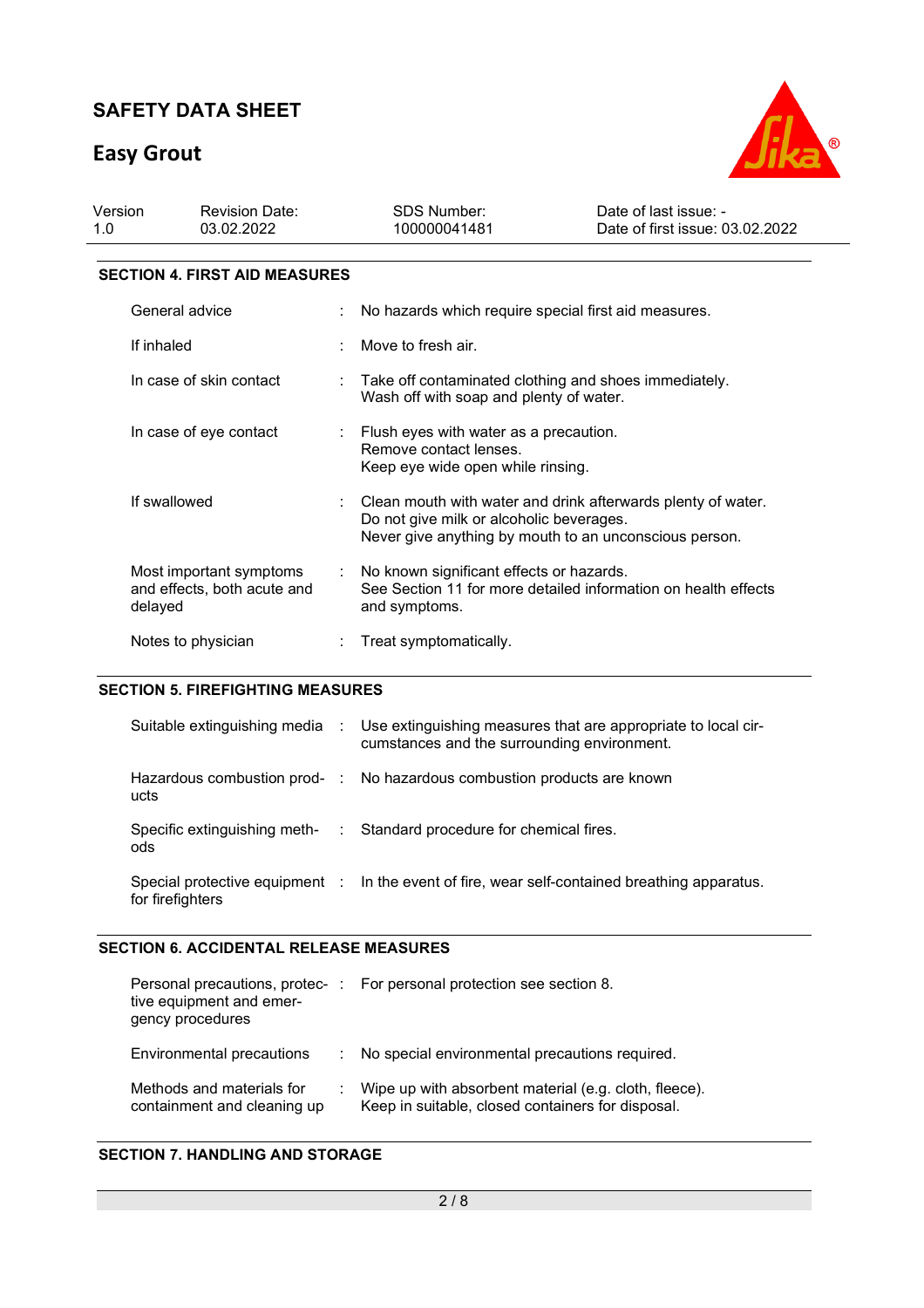## SECTION 4. FIRST AID MEASURES

| | |
|---|---|
| General advice | No hazards which require special first aid measures. |
| If inhaled | Move to fresh air. |
| In case of skin contact | Take off contaminated clothing and shoes immediately.<br>Wash off with soap and plenty of water. |
| In case of eye contact | Flush eyes with water as a precaution.<br>Remove contact lenses.<br>Keep eye wide open while rinsing. |
| If swallowed | Clean mouth with water and drink afterwards plenty of water.<br>Do not give milk or alcoholic beverages.<br>Never give anything by mouth to an unconscious person. |
| Most important symptoms and effects, both acute and delayed | No known significant effects or hazards.<br>See Section 11 for more detailed information on health effects and symptoms. |
| Notes to physician | Treat symptomatically. |

## SECTION 5. FIREFIGHTING MEASURES

| | |
|---|---|
| Suitable extinguishing media | Use extinguishing measures that are appropriate to local circumstances and the surrounding environment. |
| Hazardous combustion products | No hazardous combustion products are known |
| Specific extinguishing methods | Standard procedure for chemical fires. |
| Special protective equipment for firefighters | In the event of fire, wear self-contained breathing apparatus. |

## SECTION 6. ACCIDENTAL RELEASE MEASURES

| | |
|---|---|
| Personal precautions, protective equipment and emergency procedures | For personal protection see section 8. |
| Environmental precautions | No special environmental precautions required. |
| Methods and materials for containment and cleaning up | Wipe up with absorbent material (e.g. cloth, fleece).<br>Keep in suitable, closed containers for disposal. |

## SECTION 7. HANDLING AND STORAGE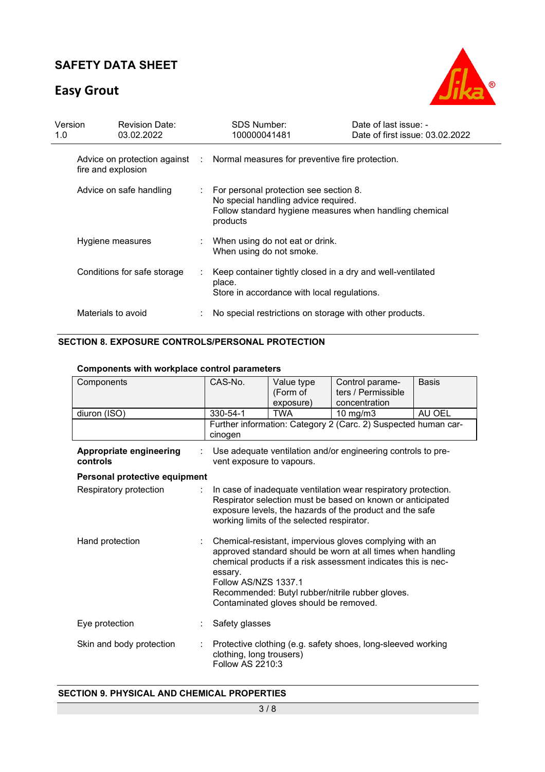| | | |
|---|---|---|
| Advice on protection against fire and explosion | : | Normal measures for preventive fire protection. |
| Advice on safe handling | : | For personal protection see section 8.<br>No special handling advice required.<br>Follow standard hygiene measures when handling chemical products |
| Hygiene measures | : | When using do not eat or drink.<br>When using do not smoke. |
| Conditions for safe storage | : | Keep container tightly closed in a dry and well-ventilated place.<br>Store in accordance with local regulations. |
| Materials to avoid | : | No special restrictions on storage with other products. |

## SECTION 8. EXPOSURE CONTROLS/PERSONAL PROTECTION

**Components with workplace control parameters**

| Components | CAS-No. | Value type (Form of exposure) | Control parameters / Permissible concentration | Basis |
|---|---|---|---|---|
| diuron (ISO) | 330-54-1 | TWA | 10 mg/m3 | AU OEL |
| | Further information: Category 2 (Carc. 2) Suspected human carcinogen | | | |

**Appropriate engineering controls** : Use adequate ventilation and/or engineering controls to prevent exposure to vapours.

**Personal protective equipment**

| | | |
|---|---|---|
| Respiratory protection | : | In case of inadequate ventilation wear respiratory protection.<br>Respirator selection must be based on known or anticipated exposure levels, the hazards of the product and the safe working limits of the selected respirator. |
| Hand protection | : | Chemical-resistant, impervious gloves complying with an approved standard should be worn at all times when handling chemical products if a risk assessment indicates this is necessary.<br>Follow AS/NZS 1337.1<br>Recommended: Butyl rubber/nitrile rubber gloves.<br>Contaminated gloves should be removed. |
| Eye protection | : | Safety glasses |
| Skin and body protection | : | Protective clothing (e.g. safety shoes, long-sleeved working clothing, long trousers)<br>Follow AS 2210:3 |

## SECTION 9. PHYSICAL AND CHEMICAL PROPERTIES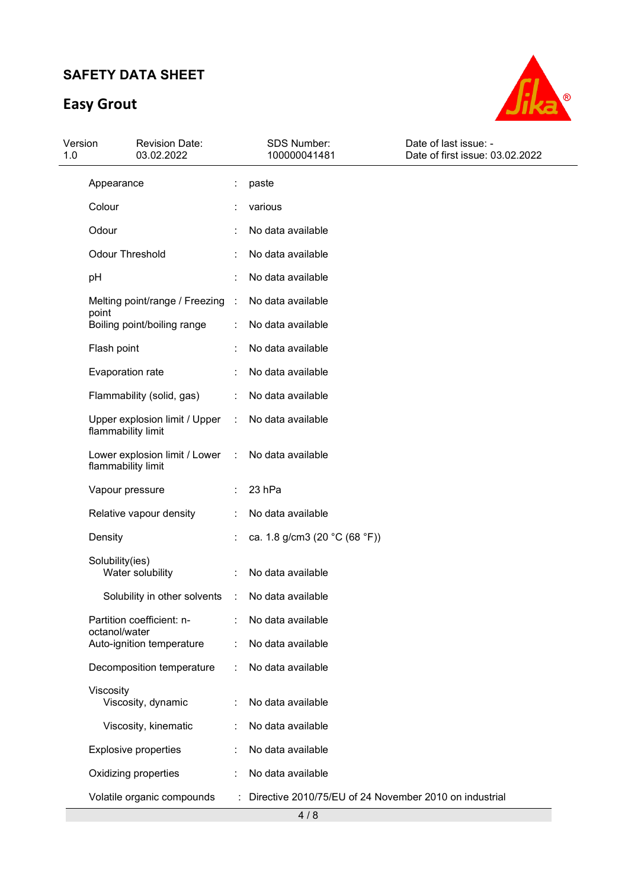| Property | | Value |
|---|---|---|
| Appearance | : | paste |
| Colour | : | various |
| Odour | : | No data available |
| Odour Threshold | : | No data available |
| pH | : | No data available |
| Melting point/range / Freezing point | : | No data available |
| Boiling point/boiling range | : | No data available |
| Flash point | : | No data available |
| Evaporation rate | : | No data available |
| Flammability (solid, gas) | : | No data available |
| Upper explosion limit / Upper flammability limit | : | No data available |
| Lower explosion limit / Lower flammability limit | : | No data available |
| Vapour pressure | : | 23 hPa |
| Relative vapour density | : | No data available |
| Density | : | ca. 1.8 g/cm3 (20 °C (68 °F)) |
| Solubility(ies) | | |
| Water solubility | : | No data available |
| Solubility in other solvents | : | No data available |
| Partition coefficient: n-octanol/water | : | No data available |
| Auto-ignition temperature | : | No data available |
| Decomposition temperature | : | No data available |
| Viscosity | | |
| Viscosity, dynamic | : | No data available |
| Viscosity, kinematic | : | No data available |
| Explosive properties | : | No data available |
| Oxidizing properties | : | No data available |
| Volatile organic compounds | : | Directive 2010/75/EU of 24 November 2010 on industrial |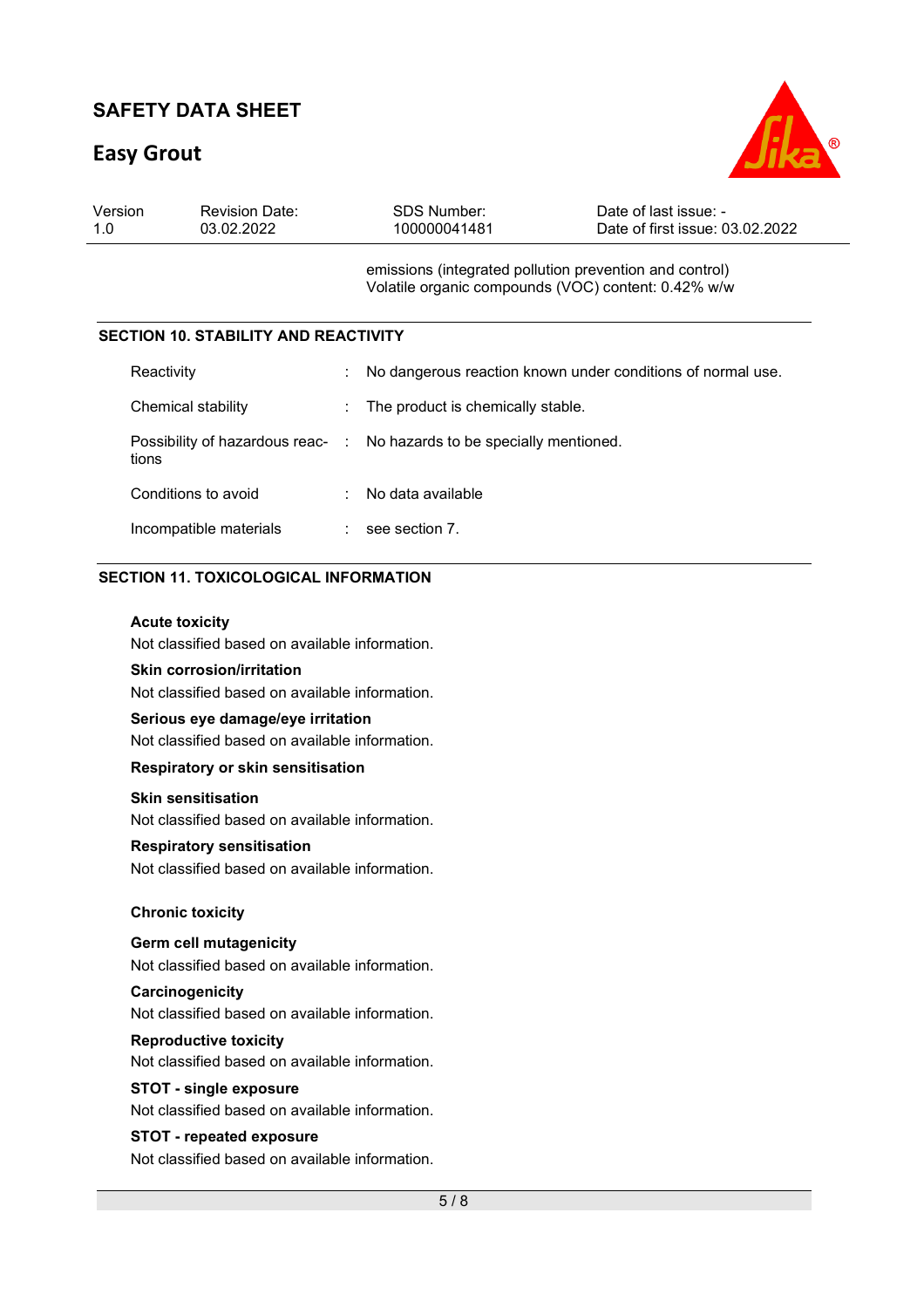emissions (integrated pollution prevention and control)
Volatile organic compounds (VOC) content: 0.42% w/w

## SECTION 10. STABILITY AND REACTIVITY

| | | |
|---|---|---|
| Reactivity | : | No dangerous reaction known under conditions of normal use. |
| Chemical stability | : | The product is chemically stable. |
| Possibility of hazardous reactions | : | No hazards to be specially mentioned. |
| Conditions to avoid | : | No data available |
| Incompatible materials | : | see section 7. |

## SECTION 11. TOXICOLOGICAL INFORMATION

**Acute toxicity**
Not classified based on available information.

**Skin corrosion/irritation**
Not classified based on available information.

**Serious eye damage/eye irritation**
Not classified based on available information.

**Respiratory or skin sensitisation**

**Skin sensitisation**
Not classified based on available information.

**Respiratory sensitisation**
Not classified based on available information.

**Chronic toxicity**

**Germ cell mutagenicity**
Not classified based on available information.

**Carcinogenicity**
Not classified based on available information.

**Reproductive toxicity**
Not classified based on available information.

**STOT - single exposure**
Not classified based on available information.

**STOT - repeated exposure**
Not classified based on available information.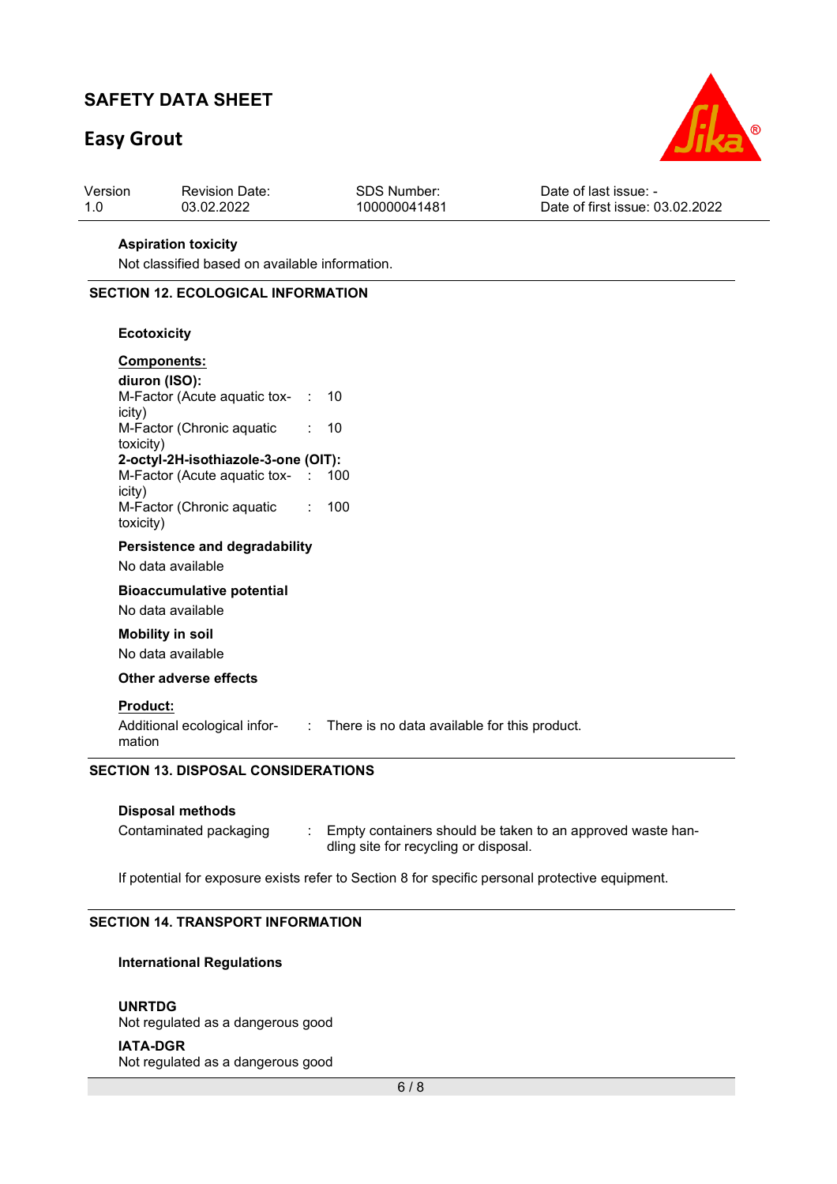**Aspiration toxicity**

Not classified based on available information.

## SECTION 12. ECOLOGICAL INFORMATION

**Ecotoxicity**

**Components:**

**diuron (ISO):**

M-Factor (Acute aquatic toxicity) : 10

M-Factor (Chronic aquatic toxicity) : 10

**2-octyl-2H-isothiazole-3-one (OIT):**

M-Factor (Acute aquatic toxicity) : 100

M-Factor (Chronic aquatic toxicity) : 100

**Persistence and degradability**

No data available

**Bioaccumulative potential**

No data available

**Mobility in soil**

No data available

**Other adverse effects**

**Product:**

Additional ecological information : There is no data available for this product.

## SECTION 13. DISPOSAL CONSIDERATIONS

**Disposal methods**

Contaminated packaging : Empty containers should be taken to an approved waste handling site for recycling or disposal.

If potential for exposure exists refer to Section 8 for specific personal protective equipment.

## SECTION 14. TRANSPORT INFORMATION

**International Regulations**

**UNRTDG**

Not regulated as a dangerous good

**IATA-DGR**

Not regulated as a dangerous good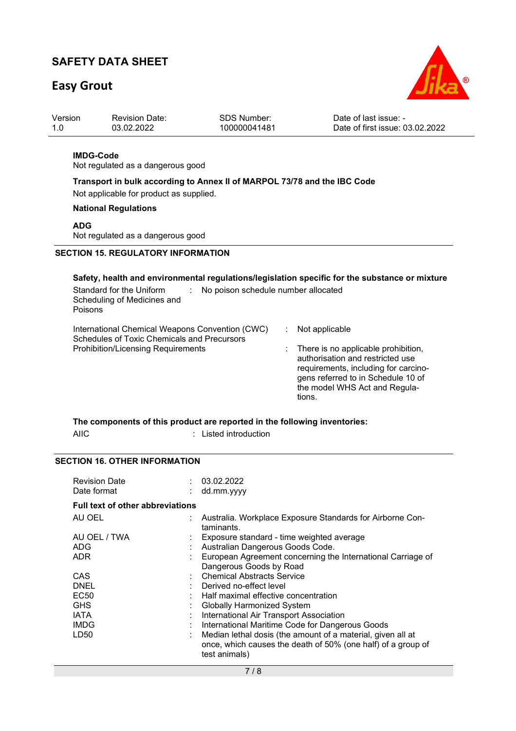**IMDG-Code**
Not regulated as a dangerous good

**Transport in bulk according to Annex II of MARPOL 73/78 and the IBC Code**
Not applicable for product as supplied.

**National Regulations**

**ADG**
Not regulated as a dangerous good

## SECTION 15. REGULATORY INFORMATION

**Safety, health and environmental regulations/legislation specific for the substance or mixture**

Standard for the Uniform Scheduling of Medicines and Poisons : No poison schedule number allocated

International Chemical Weapons Convention (CWC) Schedules of Toxic Chemicals and Precursors : Not applicable

Prohibition/Licensing Requirements : There is no applicable prohibition, authorisation and restricted use requirements, including for carcinogens referred to in Schedule 10 of the model WHS Act and Regulations.

**The components of this product are reported in the following inventories:**

AIIC : Listed introduction

## SECTION 16. OTHER INFORMATION

Revision Date : 03.02.2022
Date format : dd.mm.yyyy

**Full text of other abbreviations**

| | |
|---|---|
| AU OEL | Australia. Workplace Exposure Standards for Airborne Contaminants. |
| AU OEL / TWA | Exposure standard - time weighted average |
| ADG | Australian Dangerous Goods Code. |
| ADR | European Agreement concerning the International Carriage of Dangerous Goods by Road |
| CAS | Chemical Abstracts Service |
| DNEL | Derived no-effect level |
| EC50 | Half maximal effective concentration |
| GHS | Globally Harmonized System |
| IATA | International Air Transport Association |
| IMDG | International Maritime Code for Dangerous Goods |
| LD50 | Median lethal dosis (the amount of a material, given all at once, which causes the death of 50% (one half) of a group of test animals) |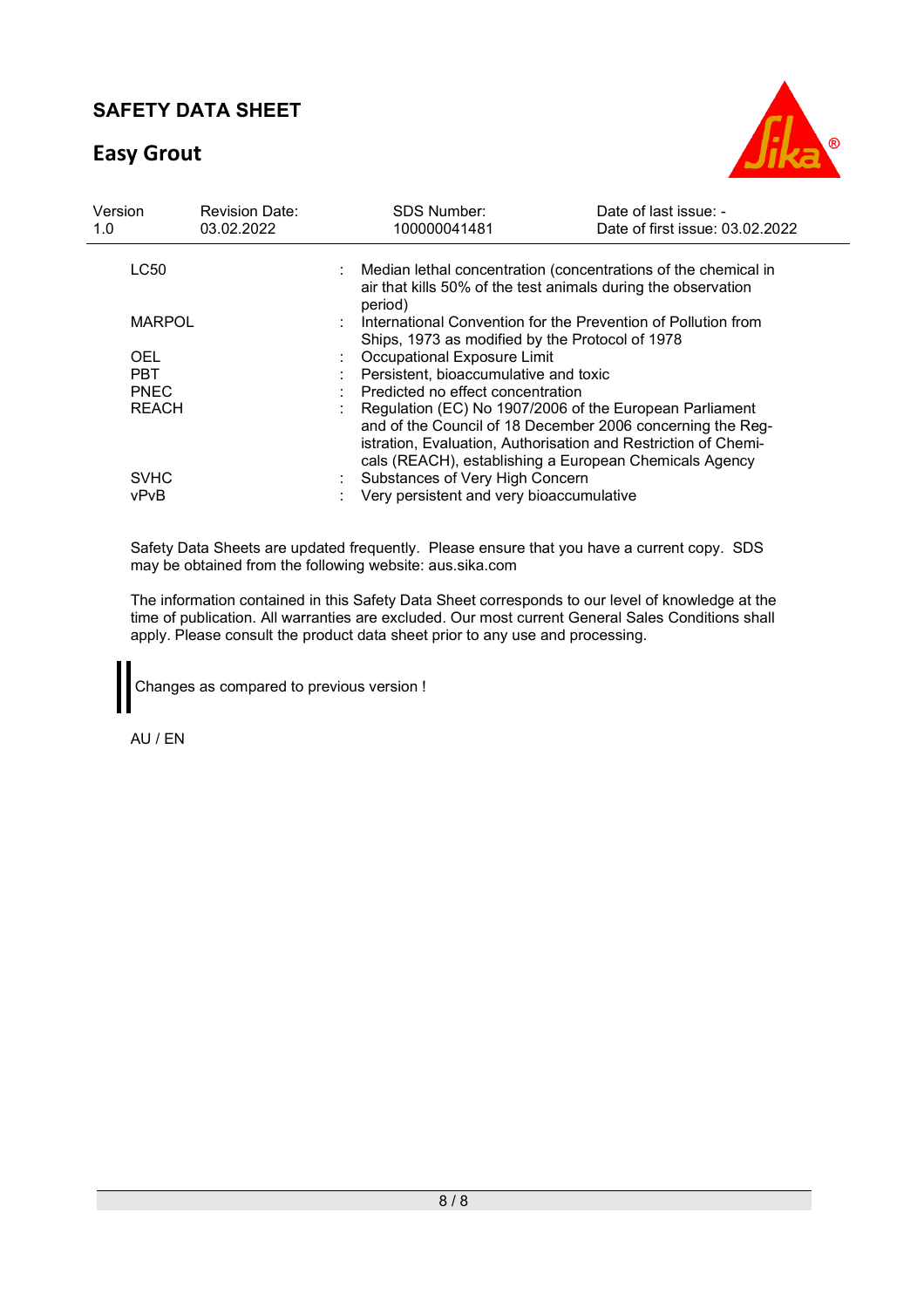| | | |
|---|---|---|
| LC50 | : | Median lethal concentration (concentrations of the chemical in air that kills 50% of the test animals during the observation period) |
| MARPOL | : | International Convention for the Prevention of Pollution from Ships, 1973 as modified by the Protocol of 1978 |
| OEL | : | Occupational Exposure Limit |
| PBT | : | Persistent, bioaccumulative and toxic |
| PNEC | : | Predicted no effect concentration |
| REACH | : | Regulation (EC) No 1907/2006 of the European Parliament and of the Council of 18 December 2006 concerning the Registration, Evaluation, Authorisation and Restriction of Chemicals (REACH), establishing a European Chemicals Agency |
| SVHC | : | Substances of Very High Concern |
| vPvB | : | Very persistent and very bioaccumulative |

Safety Data Sheets are updated frequently. Please ensure that you have a current copy. SDS may be obtained from the following website: aus.sika.com

The information contained in this Safety Data Sheet corresponds to our level of knowledge at the time of publication. All warranties are excluded. Our most current General Sales Conditions shall apply. Please consult the product data sheet prior to any use and processing.

Changes as compared to previous version !

AU / EN